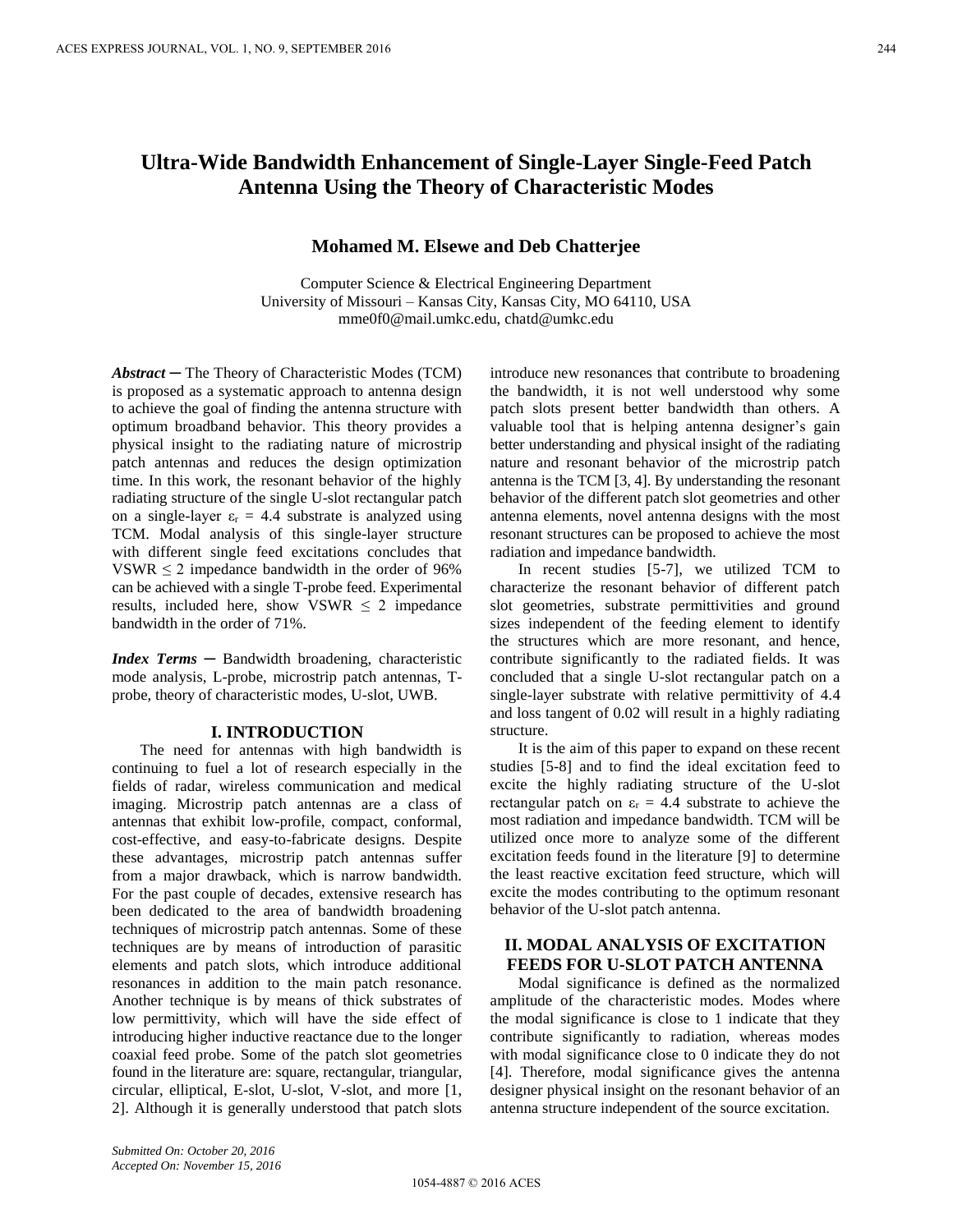# Ultra-Wide Bandwidth Enhancement of Single-Layer Single-Feed Patch Antenna Using the Theory of Characteristic Modes

### Mohamed M. Elsewe and Deb Chatterjee

Computer Science & Electrical Engineering Department
University of Missouri – Kansas City, Kansas City, MO 64110, USA
mme0f0@mail.umkc.edu, chatd@umkc.edu

***Abstract*** **─** The Theory of Characteristic Modes (TCM) is proposed as a systematic approach to antenna design to achieve the goal of finding the antenna structure with optimum broadband behavior. This theory provides a physical insight to the radiating nature of microstrip patch antennas and reduces the design optimization time. In this work, the resonant behavior of the highly radiating structure of the single U-slot rectangular patch on a single-layer $\varepsilon_r = 4.4$ substrate is analyzed using TCM. Modal analysis of this single-layer structure with different single feed excitations concludes that VSWR $\leq 2$ impedance bandwidth in the order of 96% can be achieved with a single T-probe feed. Experimental results, included here, show VSWR $\leq 2$ impedance bandwidth in the order of 71%.

***Index Terms*** **─** Bandwidth broadening, characteristic mode analysis, L-probe, microstrip patch antennas, T-probe, theory of characteristic modes, U-slot, UWB.

## I. INTRODUCTION

The need for antennas with high bandwidth is continuing to fuel a lot of research especially in the fields of radar, wireless communication and medical imaging. Microstrip patch antennas are a class of antennas that exhibit low-profile, compact, conformal, cost-effective, and easy-to-fabricate designs. Despite these advantages, microstrip patch antennas suffer from a major drawback, which is narrow bandwidth. For the past couple of decades, extensive research has been dedicated to the area of bandwidth broadening techniques of microstrip patch antennas. Some of these techniques are by means of introduction of parasitic elements and patch slots, which introduce additional resonances in addition to the main patch resonance. Another technique is by means of thick substrates of low permittivity, which will have the side effect of introducing higher inductive reactance due to the longer coaxial feed probe. Some of the patch slot geometries found in the literature are: square, rectangular, triangular, circular, elliptical, E-slot, U-slot, V-slot, and more [1, 2]. Although it is generally understood that patch slots introduce new resonances that contribute to broadening the bandwidth, it is not well understood why some patch slots present better bandwidth than others. A valuable tool that is helping antenna designer's gain better understanding and physical insight of the radiating nature and resonant behavior of the microstrip patch antenna is the TCM [3, 4]. By understanding the resonant behavior of the different patch slot geometries and other antenna elements, novel antenna designs with the most resonant structures can be proposed to achieve the most radiation and impedance bandwidth.

In recent studies [5-7], we utilized TCM to characterize the resonant behavior of different patch slot geometries, substrate permittivities and ground sizes independent of the feeding element to identify the structures which are more resonant, and hence, contribute significantly to the radiated fields. It was concluded that a single U-slot rectangular patch on a single-layer substrate with relative permittivity of 4.4 and loss tangent of 0.02 will result in a highly radiating structure.

It is the aim of this paper to expand on these recent studies [5-8] and to find the ideal excitation feed to excite the highly radiating structure of the U-slot rectangular patch on $\varepsilon_r = 4.4$ substrate to achieve the most radiation and impedance bandwidth. TCM will be utilized once more to analyze some of the different excitation feeds found in the literature [9] to determine the least reactive excitation feed structure, which will excite the modes contributing to the optimum resonant behavior of the U-slot patch antenna.

## II. MODAL ANALYSIS OF EXCITATION FEEDS FOR U-SLOT PATCH ANTENNA

Modal significance is defined as the normalized amplitude of the characteristic modes. Modes where the modal significance is close to 1 indicate that they contribute significantly to radiation, whereas modes with modal significance close to 0 indicate they do not [4]. Therefore, modal significance gives the antenna designer physical insight on the resonant behavior of an antenna structure independent of the source excitation.

*Submitted On: October 20, 2016*
*Accepted On: November 15, 2016*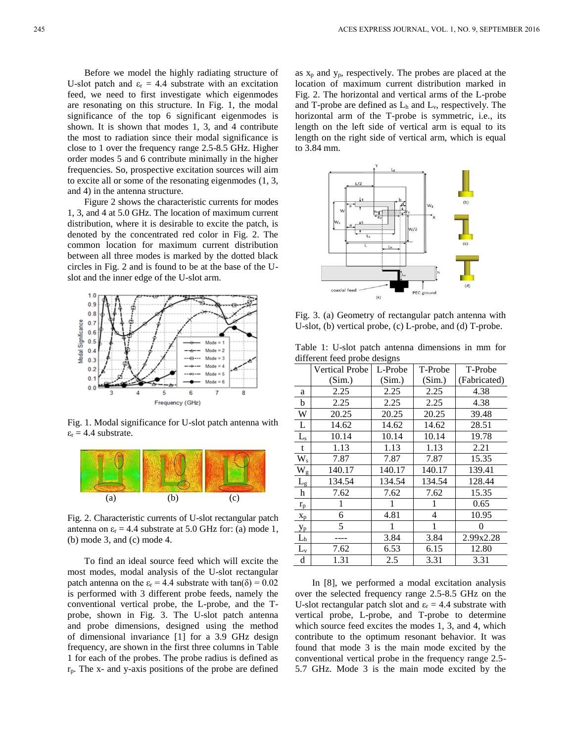Before we model the highly radiating structure of U-slot patch and $\varepsilon_r = 4.4$ substrate with an excitation feed, we need to first investigate which eigenmodes are resonating on this structure. In Fig. 1, the modal significance of the top 6 significant eigenmodes is shown. It is shown that modes 1, 3, and 4 contribute the most to radiation since their modal significance is close to 1 over the frequency range 2.5-8.5 GHz. Higher order modes 5 and 6 contribute minimally in the higher frequencies. So, prospective excitation sources will aim to excite all or some of the resonating eigenmodes (1, 3, and 4) in the antenna structure.

Figure 2 shows the characteristic currents for modes 1, 3, and 4 at 5.0 GHz. The location of maximum current distribution, where it is desirable to excite the patch, is denoted by the concentrated red color in Fig. 2. The common location for maximum current distribution between all three modes is marked by the dotted black circles in Fig. 2 and is found to be at the base of the U-slot and the inner edge of the U-slot arm.

Modal Significance
1.0
0.9
0.8
0.7
0.6
0.5
0.4
0.3
0.2
0.1
0.0
3
4
5
6
7
8
Frequency (GHz)
Mode = 1
Mode = 2
Mode = 3
Mode = 4
Mode = 5
Mode = 6

Fig. 1. Modal significance for U-slot patch antenna with $\varepsilon_r = 4.4$ substrate.

(a) (b) (c)

Fig. 2. Characteristic currents of U-slot rectangular patch antenna on $\varepsilon_r = 4.4$ substrate at 5.0 GHz for: (a) mode 1, (b) mode 3, and (c) mode 4.

To find an ideal source feed which will excite the most modes, modal analysis of the U-slot rectangular patch antenna on the $\varepsilon_r = 4.4$ substrate with $\tan(\delta) = 0.02$ is performed with 3 different probe feeds, namely the conventional vertical probe, the L-probe, and the T-probe, shown in Fig. 3. The U-slot patch antenna and probe dimensions, designed using the method of dimensional invariance [1] for a 3.9 GHz design frequency, are shown in the first three columns in Table 1 for each of the probes. The probe radius is defined as $r_p$. The x- and y-axis positions of the probe are defined as $x_p$ and $y_p$, respectively. The probes are placed at the location of maximum current distribution marked in Fig. 2. The horizontal and vertical arms of the L-probe and T-probe are defined as $L_h$ and $L_v$, respectively. The horizontal arm of the T-probe is symmetric, i.e., its length on the left side of vertical arm is equal to its length on the right side of vertical arm, which is equal to 3.84 mm.

Y
L/2
Lg
W
Wg
X
Ws
W/2
Ls
L
Lh
Lv
h
coaxial feed
PEC ground
(a)
(b)
(c)
(d)

Fig. 3. (a) Geometry of rectangular patch antenna with U-slot, (b) vertical probe, (c) L-probe, and (d) T-probe.

Table 1: U-slot patch antenna dimensions in mm for different feed probe designs

| | Vertical Probe (Sim.) | L-Probe (Sim.) | T-Probe (Sim.) | T-Probe (Fabricated) |
|---|---|---|---|---|
| a | 2.25 | 2.25 | 2.25 | 4.38 |
| b | 2.25 | 2.25 | 2.25 | 4.38 |
| W | 20.25 | 20.25 | 20.25 | 39.48 |
| L | 14.62 | 14.62 | 14.62 | 28.51 |
| $L_s$ | 10.14 | 10.14 | 10.14 | 19.78 |
| t | 1.13 | 1.13 | 1.13 | 2.21 |
| $W_s$ | 7.87 | 7.87 | 7.87 | 15.35 |
| $W_g$ | 140.17 | 140.17 | 140.17 | 139.41 |
| $L_g$ | 134.54 | 134.54 | 134.54 | 128.44 |
| h | 7.62 | 7.62 | 7.62 | 15.35 |
| $r_p$ | 1 | 1 | 1 | 0.65 |
| $x_p$ | 6 | 4.81 | 4 | 10.95 |
| $y_p$ | 5 | 1 | 1 | 0 |
| $L_h$ | ---- | 3.84 | 3.84 | 2.99x2.28 |
| $L_v$ | 7.62 | 6.53 | 6.15 | 12.80 |
| d | 1.31 | 2.5 | 3.31 | 3.31 |

In [8], we performed a modal excitation analysis over the selected frequency range 2.5-8.5 GHz on the U-slot rectangular patch slot and $\varepsilon_r = 4.4$ substrate with vertical probe, L-probe, and T-probe to determine which source feed excites the modes 1, 3, and 4, which contribute to the optimum resonant behavior. It was found that mode 3 is the main mode excited by the conventional vertical probe in the frequency range 2.5-5.7 GHz. Mode 3 is the main mode excited by the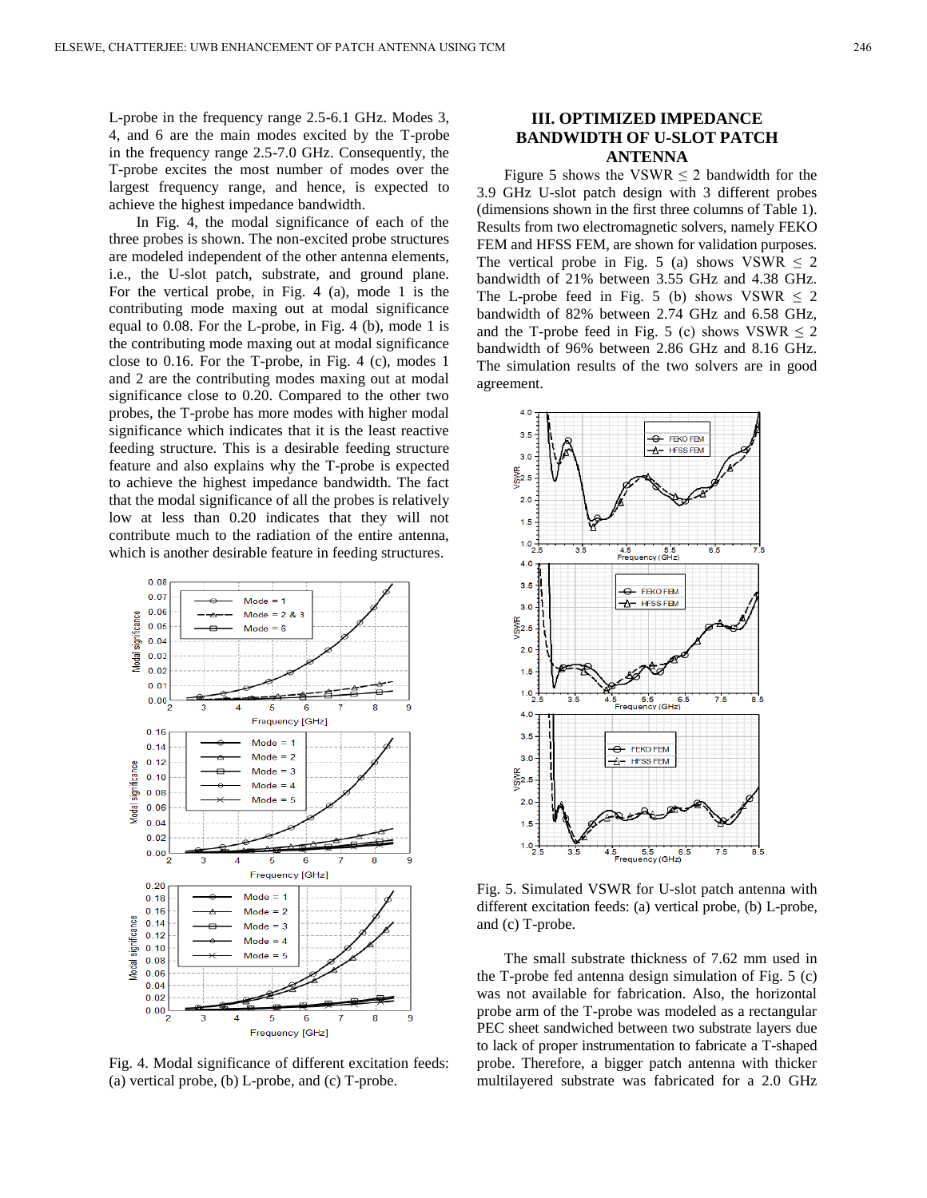L-probe in the frequency range 2.5-6.1 GHz. Modes 3, 4, and 6 are the main modes excited by the T-probe in the frequency range 2.5-7.0 GHz. Consequently, the T-probe excites the most number of modes over the largest frequency range, and hence, is expected to achieve the highest impedance bandwidth.

In Fig. 4, the modal significance of each of the three probes is shown. The non-excited probe structures are modeled independent of the other antenna elements, i.e., the U-slot patch, substrate, and ground plane. For the vertical probe, in Fig. 4 (a), mode 1 is the contributing mode maxing out at modal significance equal to 0.08. For the L-probe, in Fig. 4 (b), mode 1 is the contributing mode maxing out at modal significance close to 0.16. For the T-probe, in Fig. 4 (c), modes 1 and 2 are the contributing modes maxing out at modal significance close to 0.20. Compared to the other two probes, the T-probe has more modes with higher modal significance which indicates that it is the least reactive feeding structure. This is a desirable feeding structure feature and also explains why the T-probe is expected to achieve the highest impedance bandwidth. The fact that the modal significance of all the probes is relatively low at less than 0.20 indicates that they will not contribute much to the radiation of the entire antenna, which is another desirable feature in feeding structures.

Modal significance
Frequency [GHz]
Mode = 1
Mode = 2 & 3
Mode = 6

Modal significance
Frequency [GHz]
Mode = 1
Mode = 2
Mode = 3
Mode = 4
Mode = 5

Modal significance
Frequency [GHz]
Mode = 1
Mode = 2
Mode = 3
Mode = 4
Mode = 5

Fig. 4. Modal significance of different excitation feeds: (a) vertical probe, (b) L-probe, and (c) T-probe.

## III. OPTIMIZED IMPEDANCE BANDWIDTH OF U-SLOT PATCH ANTENNA

Figure 5 shows the VSWR $\leq$ 2 bandwidth for the 3.9 GHz U-slot patch design with 3 different probes (dimensions shown in the first three columns of Table 1). Results from two electromagnetic solvers, namely FEKO FEM and HFSS FEM, are shown for validation purposes. The vertical probe in Fig. 5 (a) shows VSWR $\leq$ 2 bandwidth of 21% between 3.55 GHz and 4.38 GHz. The L-probe feed in Fig. 5 (b) shows VSWR $\leq$ 2 bandwidth of 82% between 2.74 GHz and 6.58 GHz, and the T-probe feed in Fig. 5 (c) shows VSWR $\leq$ 2 bandwidth of 96% between 2.86 GHz and 8.16 GHz. The simulation results of the two solvers are in good agreement.

VSWR
Frequency (GHz)
FEKO FEM
HFSS FEM

VSWR
Frequency (GHz)
FEKO FEM
HFSS FEM

VSWR
Frequency (GHz)
FEKO FEM
HFSS FEM

Fig. 5. Simulated VSWR for U-slot patch antenna with different excitation feeds: (a) vertical probe, (b) L-probe, and (c) T-probe.

The small substrate thickness of 7.62 mm used in the T-probe fed antenna design simulation of Fig. 5 (c) was not available for fabrication. Also, the horizontal probe arm of the T-probe was modeled as a rectangular PEC sheet sandwiched between two substrate layers due to lack of proper instrumentation to fabricate a T-shaped probe. Therefore, a bigger patch antenna with thicker multilayered substrate was fabricated for a 2.0 GHz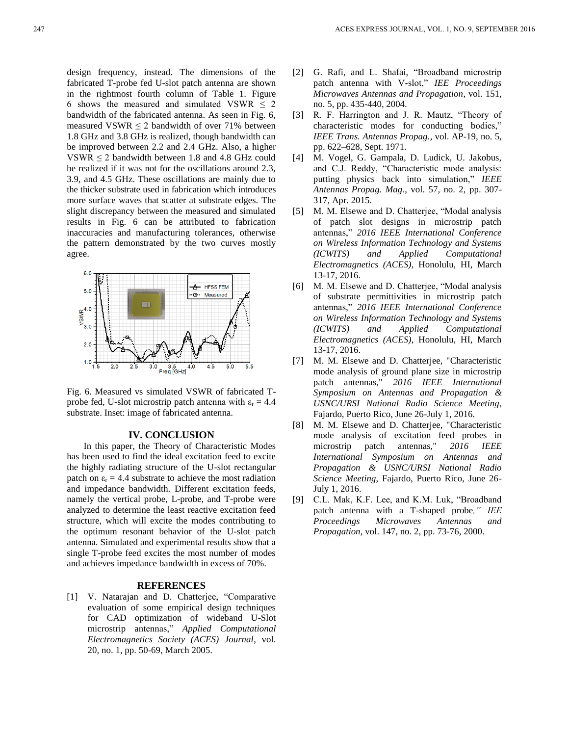design frequency, instead. The dimensions of the fabricated T-probe fed U-slot patch antenna are shown in the rightmost fourth column of Table 1. Figure 6 shows the measured and simulated VSWR $\leq$ 2 bandwidth of the fabricated antenna. As seen in Fig. 6, measured VSWR $\leq$ 2 bandwidth of over 71% between 1.8 GHz and 3.8 GHz is realized, though bandwidth can be improved between 2.2 and 2.4 GHz. Also, a higher VSWR $\leq$ 2 bandwidth between 1.8 and 4.8 GHz could be realized if it was not for the oscillations around 2.3, 3.9, and 4.5 GHz. These oscillations are mainly due to the thicker substrate used in fabrication which introduces more surface waves that scatter at substrate edges. The slight discrepancy between the measured and simulated results in Fig. 6 can be attributed to fabrication inaccuracies and manufacturing tolerances, otherwise the pattern demonstrated by the two curves mostly agree.

6.0
5.0
4.0
3.0
2.0
1.0
VSWR
1.5 2.0 2.5 3.0 3.5 4.0 4.5 5.0 5.5
Freq [GHz]
HFSS FEM
Measured

Fig. 6. Measured vs simulated VSWR of fabricated T-probe fed, U-slot microstrip patch antenna with $\varepsilon_r = 4.4$ substrate. Inset: image of fabricated antenna.

## IV. CONCLUSION

In this paper, the Theory of Characteristic Modes has been used to find the ideal excitation feed to excite the highly radiating structure of the U-slot rectangular patch on $\varepsilon_r = 4.4$ substrate to achieve the most radiation and impedance bandwidth. Different excitation feeds, namely the vertical probe, L-probe, and T-probe were analyzed to determine the least reactive excitation feed structure, which will excite the modes contributing to the optimum resonant behavior of the U-slot patch antenna. Simulated and experimental results show that a single T-probe feed excites the most number of modes and achieves impedance bandwidth in excess of 70%.

## REFERENCES

[1] V. Natarajan and D. Chatterjee, "Comparative evaluation of some empirical design techniques for CAD optimization of wideband U-Slot microstrip antennas," *Applied Computational Electromagnetics Society (ACES) Journal*, vol. 20, no. 1, pp. 50-69, March 2005.

[2] G. Rafi, and L. Shafai, "Broadband microstrip patch antenna with V-slot," *IEE Proceedings Microwaves Antennas and Propagation*, vol. 151, no. 5, pp. 435-440, 2004.

[3] R. F. Harrington and J. R. Mautz, "Theory of characteristic modes for conducting bodies," *IEEE Trans. Antennas Propag.*, vol. AP-19, no. 5, pp. 622–628, Sept. 1971.

[4] M. Vogel, G. Gampala, D. Ludick, U. Jakobus, and C.J. Reddy, "Characteristic mode analysis: putting physics back into simulation," *IEEE Antennas Propag. Mag.*, vol. 57, no. 2, pp. 307-317, Apr. 2015.

[5] M. M. Elsewe and D. Chatterjee, "Modal analysis of patch slot designs in microstrip patch antennas," *2016 IEEE International Conference on Wireless Information Technology and Systems (ICWITS) and Applied Computational Electromagnetics (ACES)*, Honolulu, HI, March 13-17, 2016.

[6] M. M. Elsewe and D. Chatterjee, "Modal analysis of substrate permittivities in microstrip patch antennas," *2016 IEEE International Conference on Wireless Information Technology and Systems (ICWITS) and Applied Computational Electromagnetics (ACES)*, Honolulu, HI, March 13-17, 2016.

[7] M. M. Elsewe and D. Chatterjee, "Characteristic mode analysis of ground plane size in microstrip patch antennas," *2016 IEEE International Symposium on Antennas and Propagation & USNC/URSI National Radio Science Meeting*, Fajardo, Puerto Rico, June 26-July 1, 2016.

[8] M. M. Elsewe and D. Chatterjee, "Characteristic mode analysis of excitation feed probes in microstrip patch antennas," *2016 IEEE International Symposium on Antennas and Propagation & USNC/URSI National Radio Science Meeting*, Fajardo, Puerto Rico, June 26-July 1, 2016.

[9] C.L. Mak, K.F. Lee, and K.M. Luk, "Broadband patch antenna with a T-shaped probe," *IEE Proceedings Microwaves Antennas and Propagation*, vol. 147, no. 2, pp. 73-76, 2000.